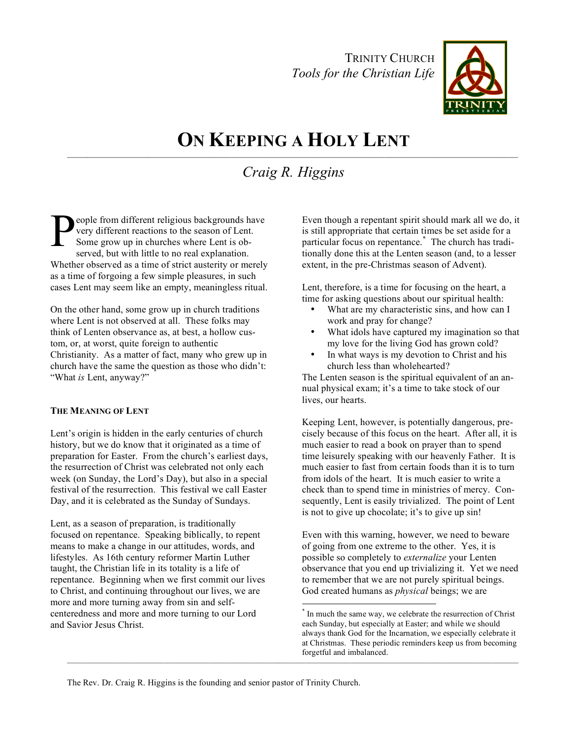TRINITY CHURCH
*Tools for the Christian Life*

# ON KEEPING A HOLY LENT

*Craig R. Higgins*

People from different religious backgrounds have very different reactions to the season of Lent. Some grow up in churches where Lent is observed, but with little to no real explanation. Whether observed as a time of strict austerity or merely as a time of forgoing a few simple pleasures, in such cases Lent may seem like an empty, meaningless ritual.

On the other hand, some grow up in church traditions where Lent is not observed at all. These folks may think of Lenten observance as, at best, a hollow custom, or, at worst, quite foreign to authentic Christianity. As a matter of fact, many who grew up in church have the same the question as those who didn't: "What *is* Lent, anyway?"

### THE MEANING OF LENT

Lent's origin is hidden in the early centuries of church history, but we do know that it originated as a time of preparation for Easter. From the church's earliest days, the resurrection of Christ was celebrated not only each week (on Sunday, the Lord's Day), but also in a special festival of the resurrection. This festival we call Easter Day, and it is celebrated as the Sunday of Sundays.

Lent, as a season of preparation, is traditionally focused on repentance. Speaking biblically, to repent means to make a change in our attitudes, words, and lifestyles. As 16th century reformer Martin Luther taught, the Christian life in its totality is a life of repentance. Beginning when we first commit our lives to Christ, and continuing throughout our lives, we are more and more turning away from sin and self-centeredness and more and more turning to our Lord and Savior Jesus Christ.

Even though a repentant spirit should mark all we do, it is still appropriate that certain times be set aside for a particular focus on repentance.* The church has traditionally done this at the Lenten season (and, to a lesser extent, in the pre-Christmas season of Advent).

Lent, therefore, is a time for focusing on the heart, a time for asking questions about our spiritual health:

- What are my characteristic sins, and how can I work and pray for change?
- What idols have captured my imagination so that my love for the living God has grown cold?
- In what ways is my devotion to Christ and his church less than wholehearted?

The Lenten season is the spiritual equivalent of an annual physical exam; it's a time to take stock of our lives, our hearts.

Keeping Lent, however, is potentially dangerous, precisely because of this focus on the heart. After all, it is much easier to read a book on prayer than to spend time leisurely speaking with our heavenly Father. It is much easier to fast from certain foods than it is to turn from idols of the heart. It is much easier to write a check than to spend time in ministries of mercy. Consequently, Lent is easily trivialized. The point of Lent is not to give up chocolate; it's to give up sin!

Even with this warning, however, we need to beware of going from one extreme to the other. Yes, it is possible so completely to *externalize* your Lenten observance that you end up trivializing it. Yet we need to remember that we are not purely spiritual beings. God created humans as *physical* beings; we are

\* In much the same way, we celebrate the resurrection of Christ each Sunday, but especially at Easter; and while we should always thank God for the Incarnation, we especially celebrate it at Christmas. These periodic reminders keep us from becoming forgetful and imbalanced.

The Rev. Dr. Craig R. Higgins is the founding and senior pastor of Trinity Church.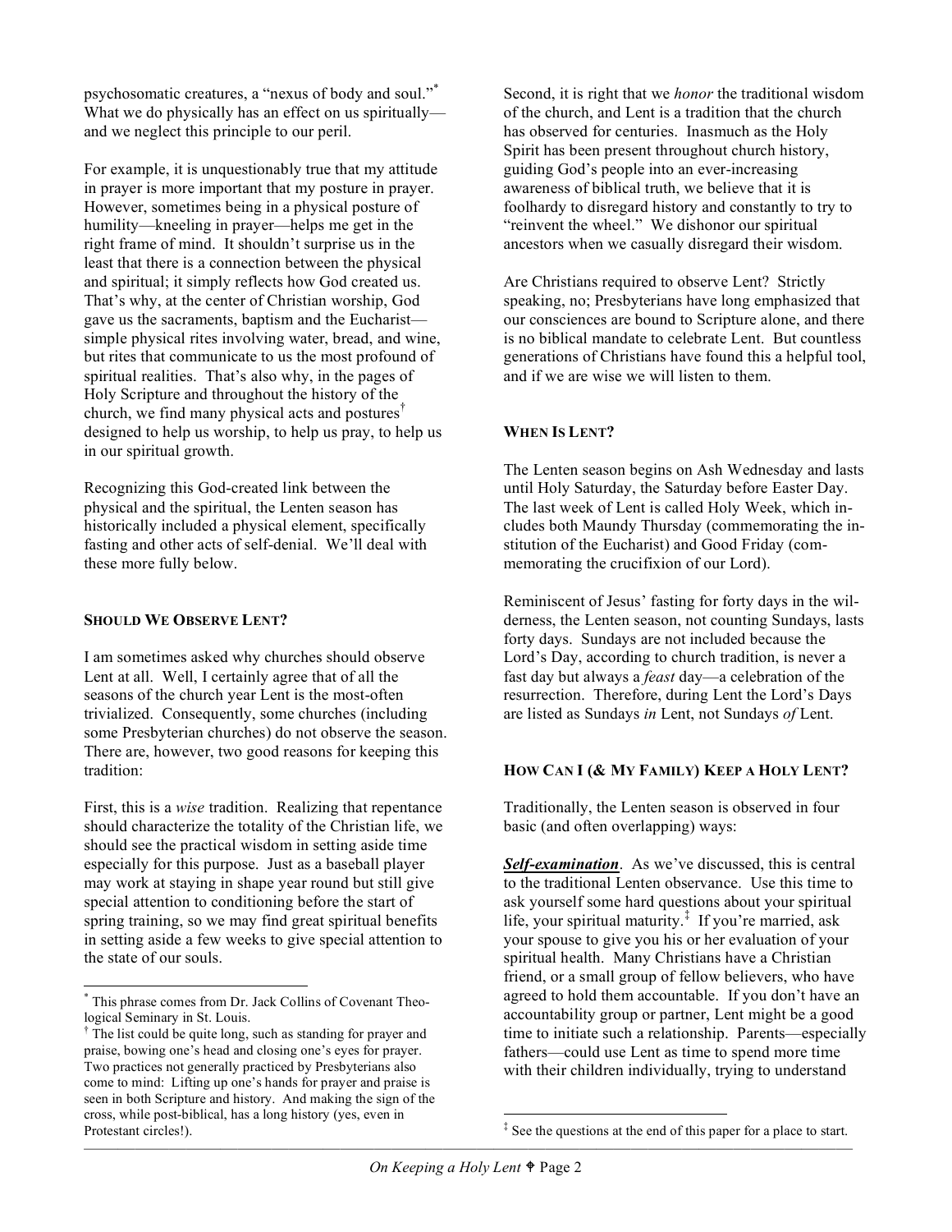psychosomatic creatures, a "nexus of body and soul."[*] What we do physically has an effect on us spiritually—and we neglect this principle to our peril.

For example, it is unquestionably true that my attitude in prayer is more important that my posture in prayer. However, sometimes being in a physical posture of humility—kneeling in prayer—helps me get in the right frame of mind. It shouldn't surprise us in the least that there is a connection between the physical and spiritual; it simply reflects how God created us. That's why, at the center of Christian worship, God gave us the sacraments, baptism and the Eucharist—simple physical rites involving water, bread, and wine, but rites that communicate to us the most profound of spiritual realities. That's also why, in the pages of Holy Scripture and throughout the history of the church, we find many physical acts and postures[†] designed to help us worship, to help us pray, to help us in our spiritual growth.

Recognizing this God-created link between the physical and the spiritual, the Lenten season has historically included a physical element, specifically fasting and other acts of self-denial. We'll deal with these more fully below.

**SHOULD WE OBSERVE LENT?**

I am sometimes asked why churches should observe Lent at all. Well, I certainly agree that of all the seasons of the church year Lent is the most-often trivialized. Consequently, some churches (including some Presbyterian churches) do not observe the season. There are, however, two good reasons for keeping this tradition:

First, this is a *wise* tradition. Realizing that repentance should characterize the totality of the Christian life, we should see the practical wisdom in setting aside time especially for this purpose. Just as a baseball player may work at staying in shape year round but still give special attention to conditioning before the start of spring training, so we may find great spiritual benefits in setting aside a few weeks to give special attention to the state of our souls.

Second, it is right that we *honor* the traditional wisdom of the church, and Lent is a tradition that the church has observed for centuries. Inasmuch as the Holy Spirit has been present throughout church history, guiding God's people into an ever-increasing awareness of biblical truth, we believe that it is foolhardy to disregard history and constantly to try to "reinvent the wheel." We dishonor our spiritual ancestors when we casually disregard their wisdom.

Are Christians required to observe Lent? Strictly speaking, no; Presbyterians have long emphasized that our consciences are bound to Scripture alone, and there is no biblical mandate to celebrate Lent. But countless generations of Christians have found this a helpful tool, and if we are wise we will listen to them.

**WHEN IS LENT?**

The Lenten season begins on Ash Wednesday and lasts until Holy Saturday, the Saturday before Easter Day. The last week of Lent is called Holy Week, which includes both Maundy Thursday (commemorating the institution of the Eucharist) and Good Friday (commemorating the crucifixion of our Lord).

Reminiscent of Jesus' fasting for forty days in the wilderness, the Lenten season, not counting Sundays, lasts forty days. Sundays are not included because the Lord's Day, according to church tradition, is never a fast day but always a *feast* day—a celebration of the resurrection. Therefore, during Lent the Lord's Days are listed as Sundays *in* Lent, not Sundays *of* Lent.

**HOW CAN I (& MY FAMILY) KEEP A HOLY LENT?**

Traditionally, the Lenten season is observed in four basic (and often overlapping) ways:

***Self-examination***. As we've discussed, this is central to the traditional Lenten observance. Use this time to ask yourself some hard questions about your spiritual life, your spiritual maturity.[‡] If you're married, ask your spouse to give you his or her evaluation of your spiritual health. Many Christians have a Christian friend, or a small group of fellow believers, who have agreed to hold them accountable. If you don't have an accountability group or partner, Lent might be a good time to initiate such a relationship. Parents—especially fathers—could use Lent as time to spend more time with their children individually, trying to understand

---

[*] This phrase comes from Dr. Jack Collins of Covenant Theological Seminary in St. Louis.

[†] The list could be quite long, such as standing for prayer and praise, bowing one's head and closing one's eyes for prayer. Two practices not generally practiced by Presbyterians also come to mind: Lifting up one's hands for prayer and praise is seen in both Scripture and history. And making the sign of the cross, while post-biblical, has a long history (yes, even in Protestant circles!).

[‡] See the questions at the end of this paper for a place to start.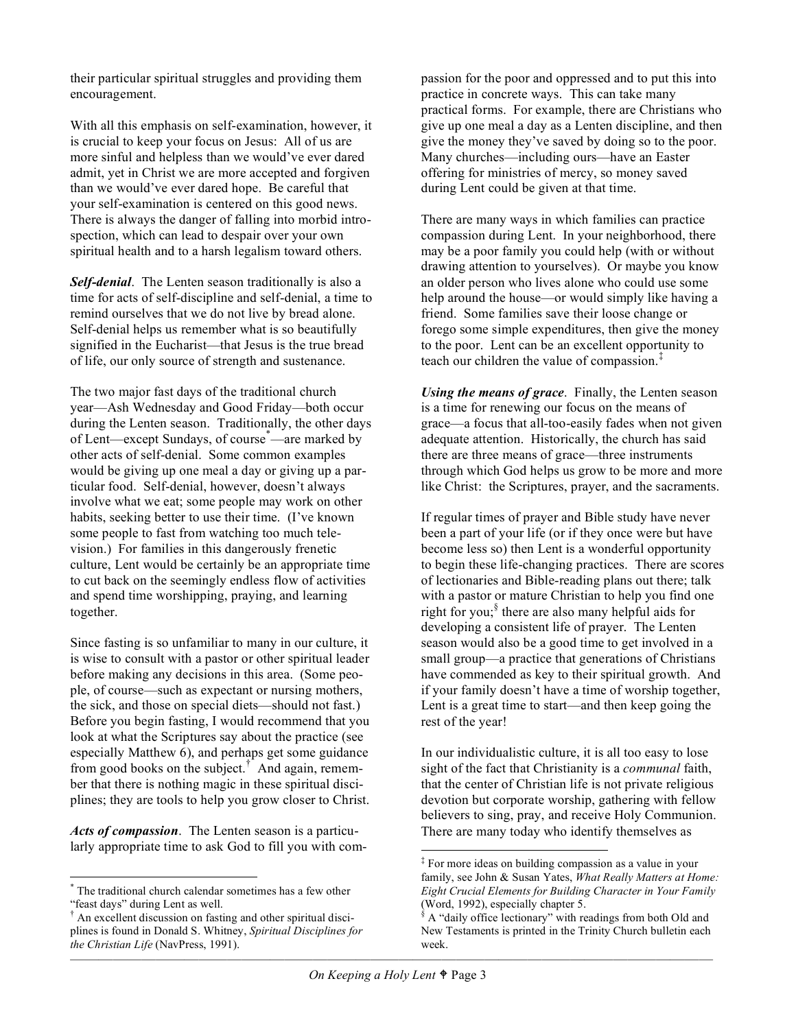their particular spiritual struggles and providing them encouragement.

With all this emphasis on self-examination, however, it is crucial to keep your focus on Jesus: All of us are more sinful and helpless than we would've ever dared admit, yet in Christ we are more accepted and forgiven than we would've ever dared hope. Be careful that your self-examination is centered on this good news. There is always the danger of falling into morbid introspection, which can lead to despair over your own spiritual health and to a harsh legalism toward others.

***Self-denial***. The Lenten season traditionally is also a time for acts of self-discipline and self-denial, a time to remind ourselves that we do not live by bread alone. Self-denial helps us remember what is so beautifully signified in the Eucharist—that Jesus is the true bread of life, our only source of strength and sustenance.

The two major fast days of the traditional church year—Ash Wednesday and Good Friday—both occur during the Lenten season. Traditionally, the other days of Lent—except Sundays, of course[*]—are marked by other acts of self-denial. Some common examples would be giving up one meal a day or giving up a particular food. Self-denial, however, doesn't always involve what we eat; some people may work on other habits, seeking better to use their time. (I've known some people to fast from watching too much television.) For families in this dangerously frenetic culture, Lent would be certainly be an appropriate time to cut back on the seemingly endless flow of activities and spend time worshipping, praying, and learning together.

Since fasting is so unfamiliar to many in our culture, it is wise to consult with a pastor or other spiritual leader before making any decisions in this area. (Some people, of course—such as expectant or nursing mothers, the sick, and those on special diets—should not fast.) Before you begin fasting, I would recommend that you look at what the Scriptures say about the practice (see especially Matthew 6), and perhaps get some guidance from good books on the subject.[†] And again, remember that there is nothing magic in these spiritual disciplines; they are tools to help you grow closer to Christ.

***Acts of compassion***. The Lenten season is a particularly appropriate time to ask God to fill you with compassion for the poor and oppressed and to put this into practice in concrete ways. This can take many practical forms. For example, there are Christians who give up one meal a day as a Lenten discipline, and then give the money they've saved by doing so to the poor. Many churches—including ours—have an Easter offering for ministries of mercy, so money saved during Lent could be given at that time.

There are many ways in which families can practice compassion during Lent. In your neighborhood, there may be a poor family you could help (with or without drawing attention to yourselves). Or maybe you know an older person who lives alone who could use some help around the house—or would simply like having a friend. Some families save their loose change or forego some simple expenditures, then give the money to the poor. Lent can be an excellent opportunity to teach our children the value of compassion.[‡]

***Using the means of grace***. Finally, the Lenten season is a time for renewing our focus on the means of grace—a focus that all-too-easily fades when not given adequate attention. Historically, the church has said there are three means of grace—three instruments through which God helps us grow to be more and more like Christ: the Scriptures, prayer, and the sacraments.

If regular times of prayer and Bible study have never been a part of your life (or if they once were but have become less so) then Lent is a wonderful opportunity to begin these life-changing practices. There are scores of lectionaries and Bible-reading plans out there; talk with a pastor or mature Christian to help you find one right for you;[§] there are also many helpful aids for developing a consistent life of prayer. The Lenten season would also be a good time to get involved in a small group—a practice that generations of Christians have commended as key to their spiritual growth. And if your family doesn't have a time of worship together, Lent is a great time to start—and then keep going the rest of the year!

In our individualistic culture, it is all too easy to lose sight of the fact that Christianity is a *communal* faith, that the center of Christian life is not private religious devotion but corporate worship, gathering with fellow believers to sing, pray, and receive Holy Communion. There are many today who identify themselves as

---

[*] The traditional church calendar sometimes has a few other "feast days" during Lent as well.

[†] An excellent discussion on fasting and other spiritual disciplines is found in Donald S. Whitney, *Spiritual Disciplines for the Christian Life* (NavPress, 1991).

[‡] For more ideas on building compassion as a value in your family, see John & Susan Yates, *What Really Matters at Home: Eight Crucial Elements for Building Character in Your Family* (Word, 1992), especially chapter 5.

[§] A "daily office lectionary" with readings from both Old and New Testaments is printed in the Trinity Church bulletin each week.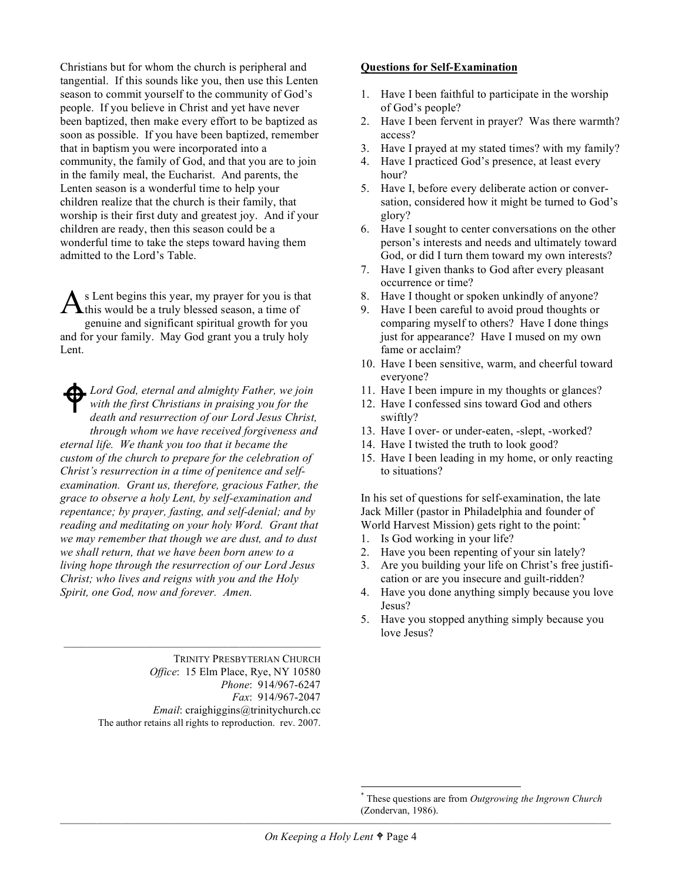Christians but for whom the church is peripheral and tangential. If this sounds like you, then use this Lenten season to commit yourself to the community of God's people. If you believe in Christ and yet have never been baptized, then make every effort to be baptized as soon as possible. If you have been baptized, remember that in baptism you were incorporated into a community, the family of God, and that you are to join in the family meal, the Eucharist. And parents, the Lenten season is a wonderful time to help your children realize that the church is their family, that worship is their first duty and greatest joy. And if your children are ready, then this season could be a wonderful time to take the steps toward having them admitted to the Lord's Table.

As Lent begins this year, my prayer for you is that this would be a truly blessed season, a time of genuine and significant spiritual growth for you and for your family. May God grant you a truly holy Lent.

*Lord God, eternal and almighty Father, we join with the first Christians in praising you for the death and resurrection of our Lord Jesus Christ, through whom we have received forgiveness and eternal life. We thank you too that it became the custom of the church to prepare for the celebration of Christ's resurrection in a time of penitence and self-examination. Grant us, therefore, gracious Father, the grace to observe a holy Lent, by self-examination and repentance; by prayer, fasting, and self-denial; and by reading and meditating on your holy Word. Grant that we may remember that though we are dust, and to dust we shall return, that we have been born anew to a living hope through the resurrection of our Lord Jesus Christ; who lives and reigns with you and the Holy Spirit, one God, now and forever. Amen.*

---

TRINITY PRESBYTERIAN CHURCH
*Office*: 15 Elm Place, Rye, NY 10580
*Phone*: 914/967-6247
*Fax*: 914/967-2047
*Email*: craighiggins@trinitychurch.cc
The author retains all rights to reproduction. rev. 2007.

**Questions for Self-Examination**

1. Have I been faithful to participate in the worship of God's people?
2. Have I been fervent in prayer? Was there warmth? access?
3. Have I prayed at my stated times? with my family?
4. Have I practiced God's presence, at least every hour?
5. Have I, before every deliberate action or conversation, considered how it might be turned to God's glory?
6. Have I sought to center conversations on the other person's interests and needs and ultimately toward God, or did I turn them toward my own interests?
7. Have I given thanks to God after every pleasant occurrence or time?
8. Have I thought or spoken unkindly of anyone?
9. Have I been careful to avoid proud thoughts or comparing myself to others? Have I done things just for appearance? Have I mused on my own fame or acclaim?
10. Have I been sensitive, warm, and cheerful toward everyone?
11. Have I been impure in my thoughts or glances?
12. Have I confessed sins toward God and others swiftly?
13. Have I over- or under-eaten, -slept, -worked?
14. Have I twisted the truth to look good?
15. Have I been leading in my home, or only reacting to situations?

In his set of questions for self-examination, the late Jack Miller (pastor in Philadelphia and founder of World Harvest Mission) gets right to the point:[*]

1. Is God working in your life?
2. Have you been repenting of your sin lately?
3. Are you building your life on Christ's free justification or are you insecure and guilt-ridden?
4. Have you done anything simply because you love Jesus?
5. Have you stopped anything simply because you love Jesus?

---

[*] These questions are from *Outgrowing the Ingrown Church* (Zondervan, 1986).